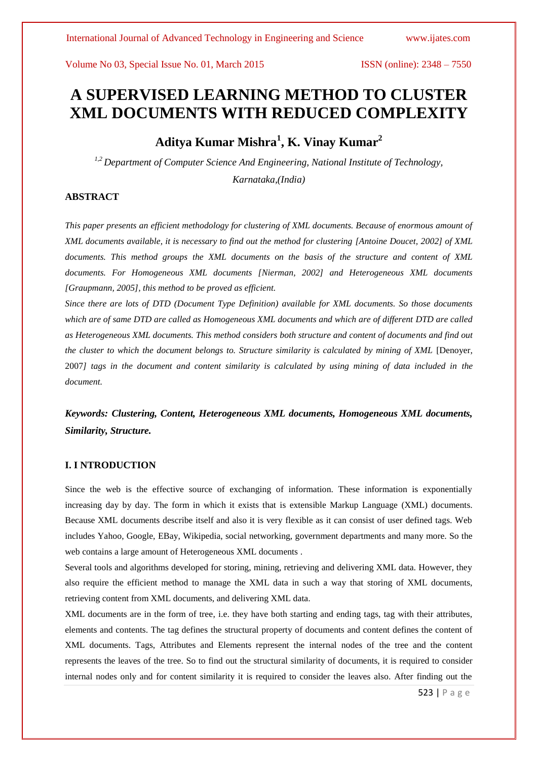# A SUPERVISED LEARNING METHOD TO CLUSTER XML DOCUMENTS WITH REDUCED COMPLEXITY

## Aditya Kumar Mishra[1], K. Vinay Kumar[2]

*[1,2] Department of Computer Science And Engineering, National Institute of Technology, Karnataka,(India)*

### ABSTRACT

*This paper presents an efficient methodology for clustering of XML documents. Because of enormous amount of XML documents available, it is necessary to find out the method for clustering [Antoine Doucet, 2002] of XML documents. This method groups the XML documents on the basis of the structure and content of XML documents. For Homogeneous XML documents [Nierman, 2002] and Heterogeneous XML documents [Graupmann, 2005], this method to be proved as efficient.*

*Since there are lots of DTD (Document Type Definition) available for XML documents. So those documents which are of same DTD are called as Homogeneous XML documents and which are of different DTD are called as Heterogeneous XML documents. This method considers both structure and content of documents and find out the cluster to which the document belongs to. Structure similarity is calculated by mining of XML* [Denoyer, 2007*] tags in the document and content similarity is calculated by using mining of data included in the document.*

***Keywords: Clustering, Content, Heterogeneous XML documents, Homogeneous XML documents, Similarity, Structure.***

### I. I NTRODUCTION

Since the web is the effective source of exchanging of information. These information is exponentially increasing day by day. The form in which it exists that is extensible Markup Language (XML) documents. Because XML documents describe itself and also it is very flexible as it can consist of user defined tags. Web includes Yahoo, Google, EBay, Wikipedia, social networking, government departments and many more. So the web contains a large amount of Heterogeneous XML documents .

Several tools and algorithms developed for storing, mining, retrieving and delivering XML data. However, they also require the efficient method to manage the XML data in such a way that storing of XML documents, retrieving content from XML documents, and delivering XML data.

XML documents are in the form of tree, i.e. they have both starting and ending tags, tag with their attributes, elements and contents. The tag defines the structural property of documents and content defines the content of XML documents. Tags, Attributes and Elements represent the internal nodes of the tree and the content represents the leaves of the tree. So to find out the structural similarity of documents, it is required to consider internal nodes only and for content similarity it is required to consider the leaves also. After finding out the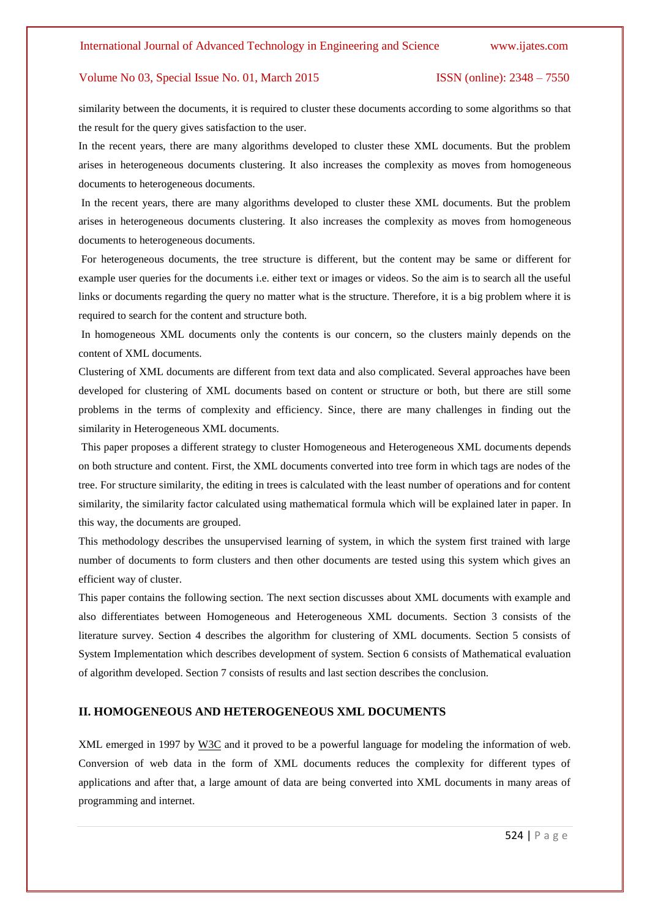similarity between the documents, it is required to cluster these documents according to some algorithms so that the result for the query gives satisfaction to the user.

In the recent years, there are many algorithms developed to cluster these XML documents. But the problem arises in heterogeneous documents clustering. It also increases the complexity as moves from homogeneous documents to heterogeneous documents.

In the recent years, there are many algorithms developed to cluster these XML documents. But the problem arises in heterogeneous documents clustering. It also increases the complexity as moves from homogeneous documents to heterogeneous documents.

For heterogeneous documents, the tree structure is different, but the content may be same or different for example user queries for the documents i.e. either text or images or videos. So the aim is to search all the useful links or documents regarding the query no matter what is the structure. Therefore, it is a big problem where it is required to search for the content and structure both.

In homogeneous XML documents only the contents is our concern, so the clusters mainly depends on the content of XML documents.

Clustering of XML documents are different from text data and also complicated. Several approaches have been developed for clustering of XML documents based on content or structure or both, but there are still some problems in the terms of complexity and efficiency. Since, there are many challenges in finding out the similarity in Heterogeneous XML documents.

This paper proposes a different strategy to cluster Homogeneous and Heterogeneous XML documents depends on both structure and content. First, the XML documents converted into tree form in which tags are nodes of the tree. For structure similarity, the editing in trees is calculated with the least number of operations and for content similarity, the similarity factor calculated using mathematical formula which will be explained later in paper. In this way, the documents are grouped.

This methodology describes the unsupervised learning of system, in which the system first trained with large number of documents to form clusters and then other documents are tested using this system which gives an efficient way of cluster.

This paper contains the following section. The next section discusses about XML documents with example and also differentiates between Homogeneous and Heterogeneous XML documents. Section 3 consists of the literature survey. Section 4 describes the algorithm for clustering of XML documents. Section 5 consists of System Implementation which describes development of system. Section 6 consists of Mathematical evaluation of algorithm developed. Section 7 consists of results and last section describes the conclusion.

## II. HOMOGENEOUS AND HETEROGENEOUS XML DOCUMENTS

XML emerged in 1997 by W3C and it proved to be a powerful language for modeling the information of web. Conversion of web data in the form of XML documents reduces the complexity for different types of applications and after that, a large amount of data are being converted into XML documents in many areas of programming and internet.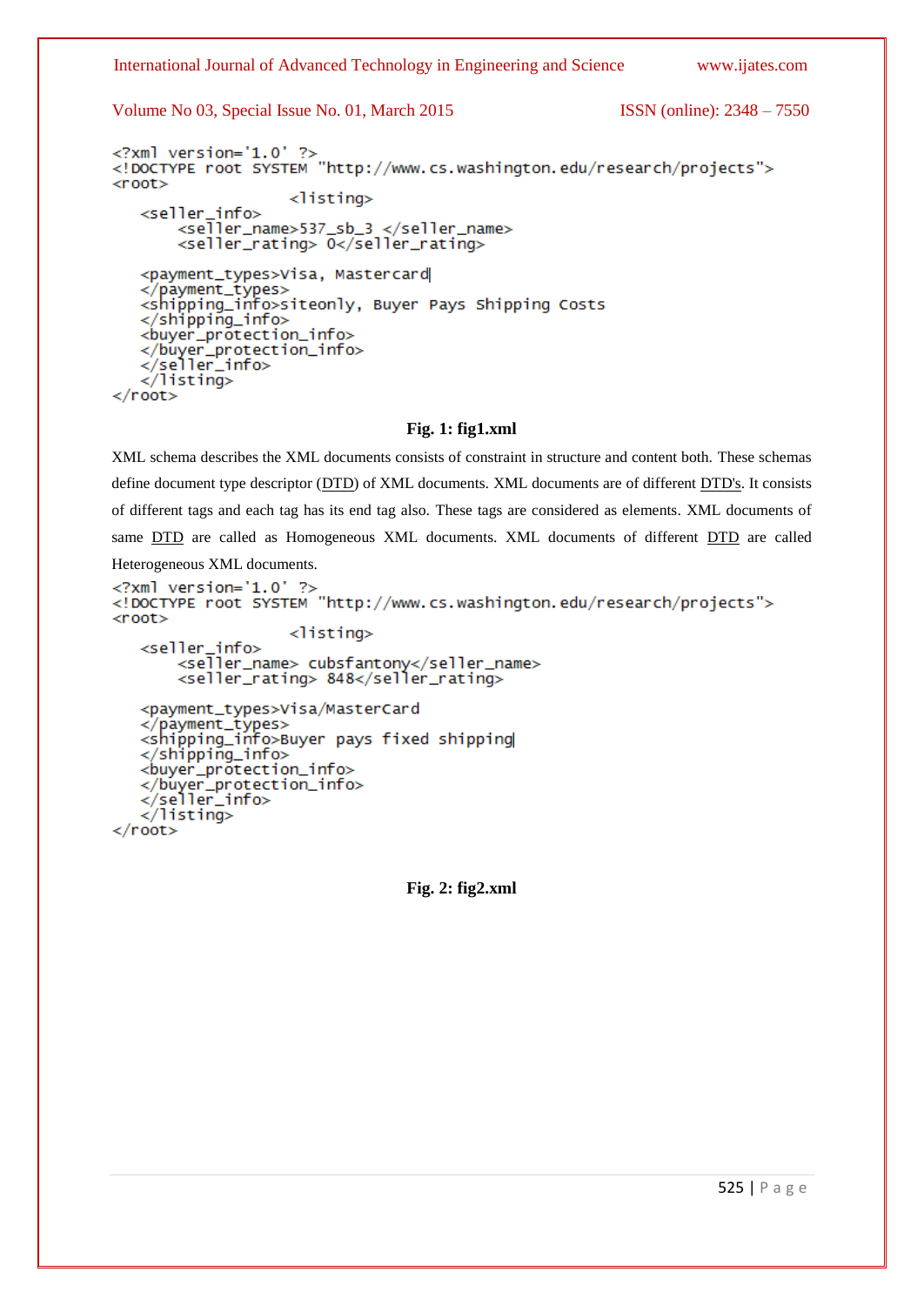```
<?xml version='1.0' ?>
<!DOCTYPE root SYSTEM "http://www.cs.washington.edu/research/projects">
<root>
                        <listing>
    <seller_info>
        <seller_name>537_sb_3 </seller_name>
        <seller_rating> 0</seller_rating>

    <payment_types>Visa, Mastercard
    </payment_types>
    <shipping_info>siteonly, Buyer Pays Shipping Costs
    </shipping_info>
    <buyer_protection_info>
    </buyer_protection_info>
    </seller_info>
    </listing>
</root>
```

**Fig. 1: fig1.xml**

XML schema describes the XML documents consists of constraint in structure and content both. These schemas define document type descriptor (DTD) of XML documents. XML documents are of different DTD's. It consists of different tags and each tag has its end tag also. These tags are considered as elements. XML documents of same DTD are called as Homogeneous XML documents. XML documents of different DTD are called Heterogeneous XML documents.

```
<?xml version='1.0' ?>
<!DOCTYPE root SYSTEM "http://www.cs.washington.edu/research/projects">
<root>
                        <listing>
    <seller_info>
        <seller_name> cubsfantony</seller_name>
        <seller_rating> 848</seller_rating>

    <payment_types>Visa/MasterCard
    </payment_types>
    <shipping_info>Buyer pays fixed shipping
    </shipping_info>
    <buyer_protection_info>
    </buyer_protection_info>
    </seller_info>
    </listing>
</root>
```

**Fig. 2: fig2.xml**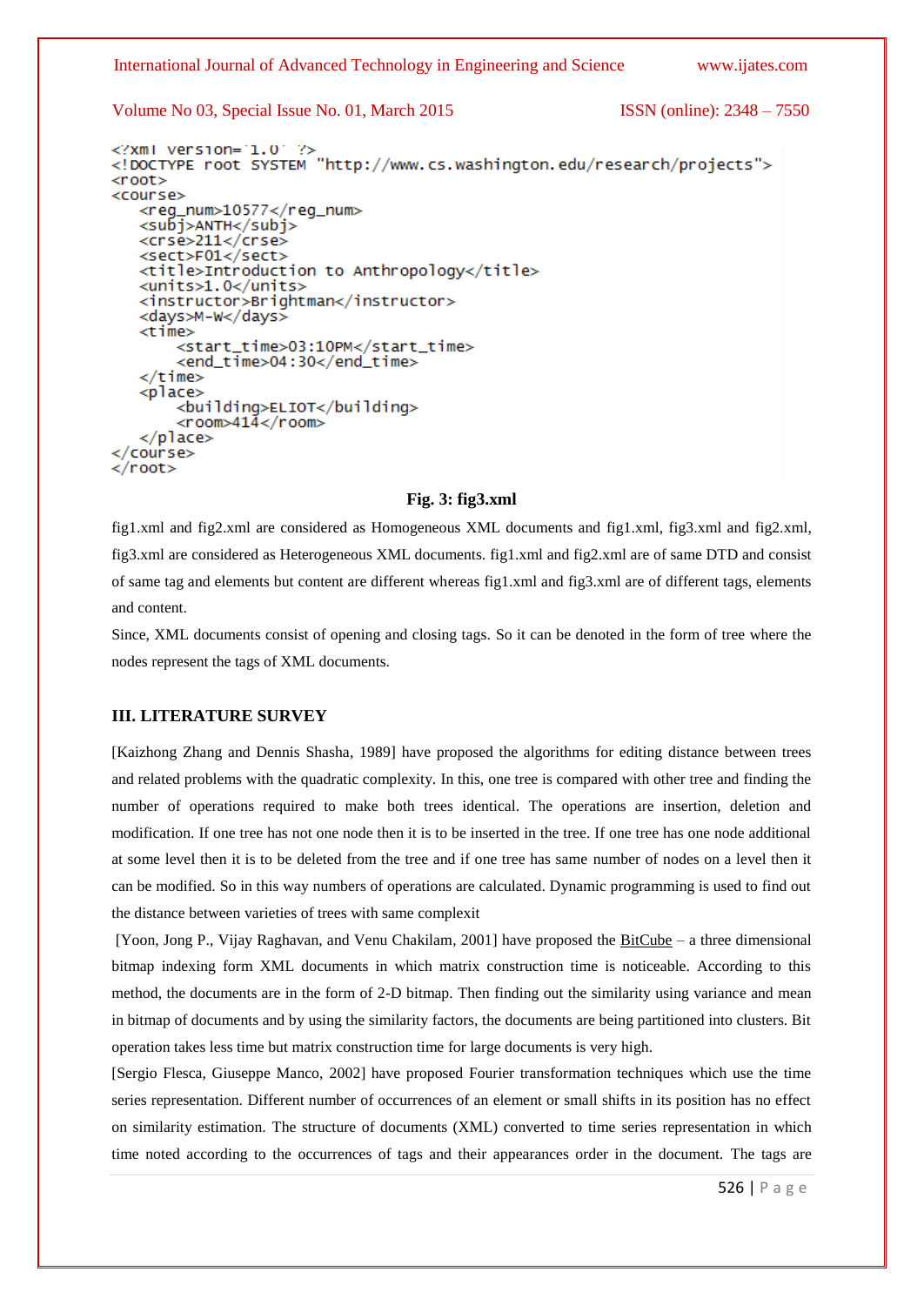```
<?xml version="1.0" ?>
<!DOCTYPE root SYSTEM "http://www.cs.washington.edu/research/projects">
<root>
<course>
    <reg_num>10577</reg_num>
    <subj>ANTH</subj>
    <crse>211</crse>
    <sect>F01</sect>
    <title>Introduction to Anthropology</title>
    <units>1.0</units>
    <instructor>Brightman</instructor>
    <days>M-W</days>
    <time>
        <start_time>03:10PM</start_time>
        <end_time>04:30</end_time>
    </time>
    <place>
        <building>ELIOT</building>
        <room>414</room>
    </place>
</course>
</root>
```

**Fig. 3: fig3.xml**

fig1.xml and fig2.xml are considered as Homogeneous XML documents and fig1.xml, fig3.xml and fig2.xml, fig3.xml are considered as Heterogeneous XML documents. fig1.xml and fig2.xml are of same DTD and consist of same tag and elements but content are different whereas fig1.xml and fig3.xml are of different tags, elements and content.

Since, XML documents consist of opening and closing tags. So it can be denoted in the form of tree where the nodes represent the tags of XML documents.

## III. LITERATURE SURVEY

[Kaizhong Zhang and Dennis Shasha, 1989] have proposed the algorithms for editing distance between trees and related problems with the quadratic complexity. In this, one tree is compared with other tree and finding the number of operations required to make both trees identical. The operations are insertion, deletion and modification. If one tree has not one node then it is to be inserted in the tree. If one tree has one node additional at some level then it is to be deleted from the tree and if one tree has same number of nodes on a level then it can be modified. So in this way numbers of operations are calculated. Dynamic programming is used to find out the distance between varieties of trees with same complexit

[Yoon, Jong P., Vijay Raghavan, and Venu Chakilam, 2001] have proposed the BitCube – a three dimensional bitmap indexing form XML documents in which matrix construction time is noticeable. According to this method, the documents are in the form of 2-D bitmap. Then finding out the similarity using variance and mean in bitmap of documents and by using the similarity factors, the documents are being partitioned into clusters. Bit operation takes less time but matrix construction time for large documents is very high.

[Sergio Flesca, Giuseppe Manco, 2002] have proposed Fourier transformation techniques which use the time series representation. Different number of occurrences of an element or small shifts in its position has no effect on similarity estimation. The structure of documents (XML) converted to time series representation in which time noted according to the occurrences of tags and their appearances order in the document. The tags are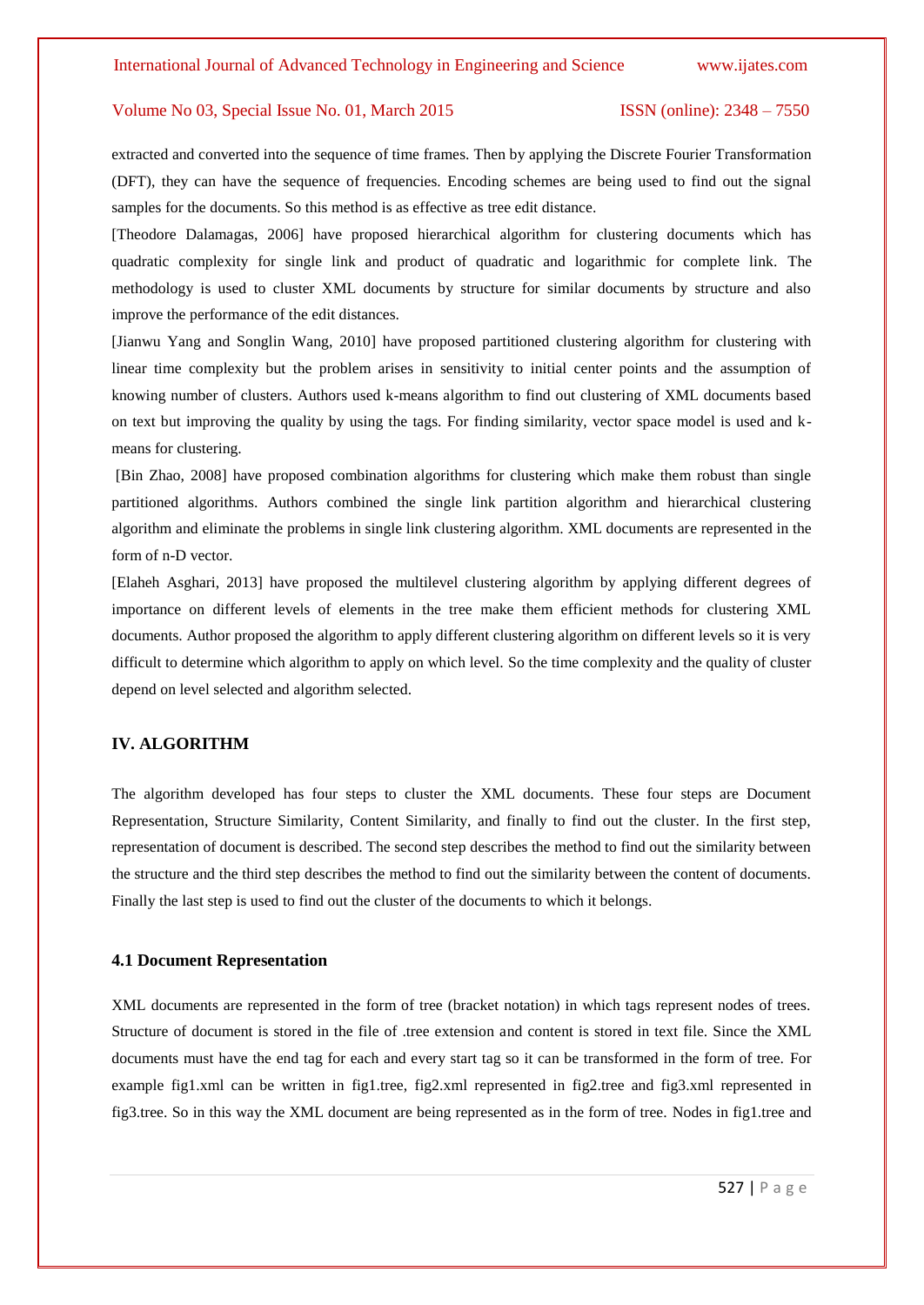extracted and converted into the sequence of time frames. Then by applying the Discrete Fourier Transformation (DFT), they can have the sequence of frequencies. Encoding schemes are being used to find out the signal samples for the documents. So this method is as effective as tree edit distance.

[Theodore Dalamagas, 2006] have proposed hierarchical algorithm for clustering documents which has quadratic complexity for single link and product of quadratic and logarithmic for complete link. The methodology is used to cluster XML documents by structure for similar documents by structure and also improve the performance of the edit distances.

[Jianwu Yang and Songlin Wang, 2010] have proposed partitioned clustering algorithm for clustering with linear time complexity but the problem arises in sensitivity to initial center points and the assumption of knowing number of clusters. Authors used k-means algorithm to find out clustering of XML documents based on text but improving the quality by using the tags. For finding similarity, vector space model is used and k-means for clustering.

[Bin Zhao, 2008] have proposed combination algorithms for clustering which make them robust than single partitioned algorithms. Authors combined the single link partition algorithm and hierarchical clustering algorithm and eliminate the problems in single link clustering algorithm. XML documents are represented in the form of n-D vector.

[Elaheh Asghari, 2013] have proposed the multilevel clustering algorithm by applying different degrees of importance on different levels of elements in the tree make them efficient methods for clustering XML documents. Author proposed the algorithm to apply different clustering algorithm on different levels so it is very difficult to determine which algorithm to apply on which level. So the time complexity and the quality of cluster depend on level selected and algorithm selected.

## IV. ALGORITHM

The algorithm developed has four steps to cluster the XML documents. These four steps are Document Representation, Structure Similarity, Content Similarity, and finally to find out the cluster. In the first step, representation of document is described. The second step describes the method to find out the similarity between the structure and the third step describes the method to find out the similarity between the content of documents. Finally the last step is used to find out the cluster of the documents to which it belongs.

### 4.1 Document Representation

XML documents are represented in the form of tree (bracket notation) in which tags represent nodes of trees. Structure of document is stored in the file of .tree extension and content is stored in text file. Since the XML documents must have the end tag for each and every start tag so it can be transformed in the form of tree. For example fig1.xml can be written in fig1.tree, fig2.xml represented in fig2.tree and fig3.xml represented in fig3.tree. So in this way the XML document are being represented as in the form of tree. Nodes in fig1.tree and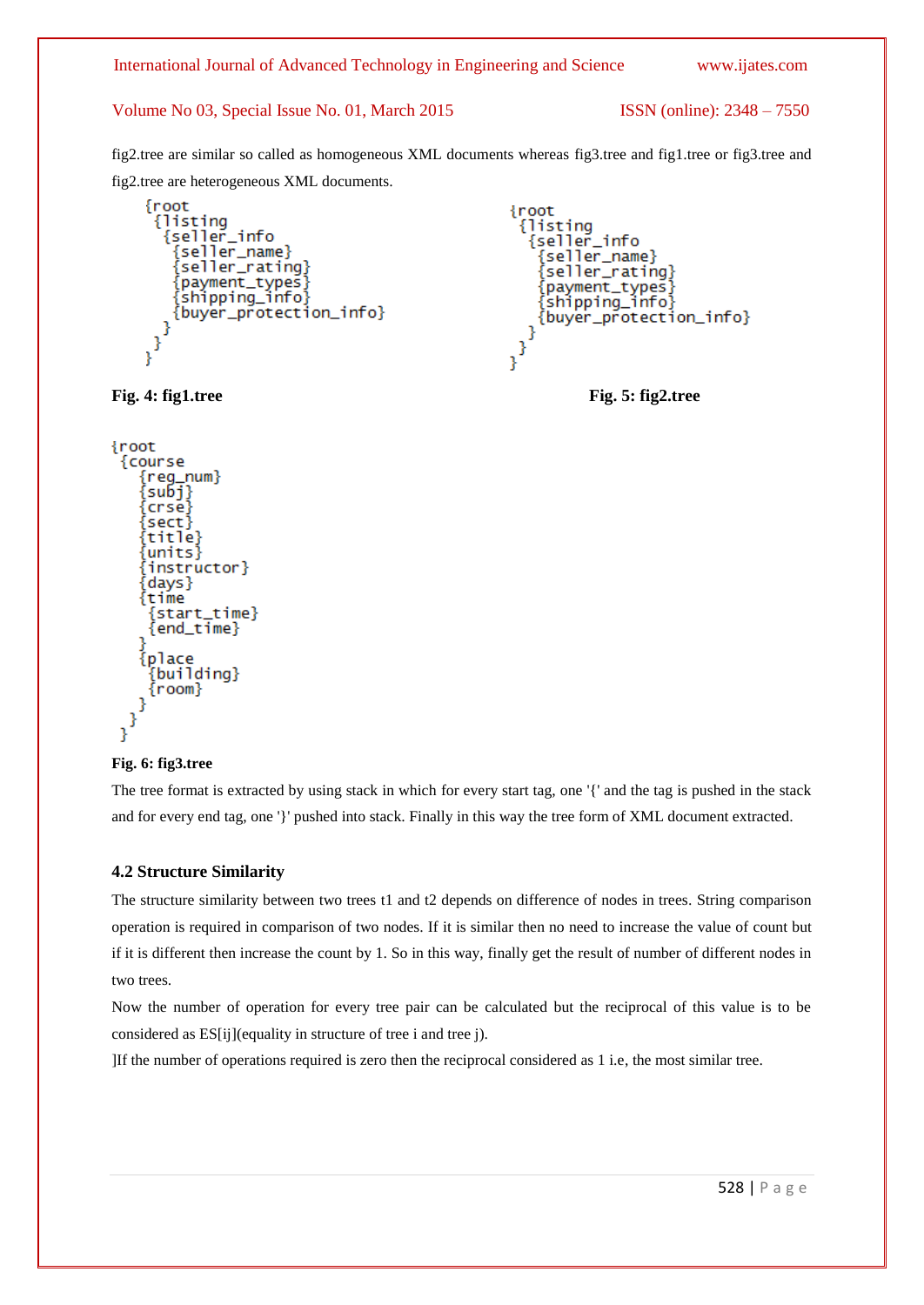fig2.tree are similar so called as homogeneous XML documents whereas fig3.tree and fig1.tree or fig3.tree and fig2.tree are heterogeneous XML documents.

```
{root
 {listing
  {seller_info
   {seller_name}
   {seller_rating}
   {payment_types}
   {shipping_info}
   {buyer_protection_info}
  }
 }
}
```

**Fig. 4: fig1.tree**

```
{root
 {listing
  {seller_info
   {seller_name}
   {seller_rating}
   {payment_types}
   {shipping_info}
   {buyer_protection_info}
  }
 }
}
```

**Fig. 5: fig2.tree**

```
{root
 {course
   {reg_num}
   {subj}
   {crse}
   {sect}
   {title}
   {units}
   {instructor}
   {days}
   {time
    {start_time}
    {end_time}
   }
   {place
    {building}
    {room}
   }
  }
 }
```

**Fig. 6: fig3.tree**

The tree format is extracted by using stack in which for every start tag, one '{' and the tag is pushed in the stack and for every end tag, one '}' pushed into stack. Finally in this way the tree form of XML document extracted.

### 4.2 Structure Similarity

The structure similarity between two trees t1 and t2 depends on difference of nodes in trees. String comparison operation is required in comparison of two nodes. If it is similar then no need to increase the value of count but if it is different then increase the count by 1. So in this way, finally get the result of number of different nodes in two trees.

Now the number of operation for every tree pair can be calculated but the reciprocal of this value is to be considered as ES[ij](equality in structure of tree i and tree j).

]If the number of operations required is zero then the reciprocal considered as 1 i.e, the most similar tree.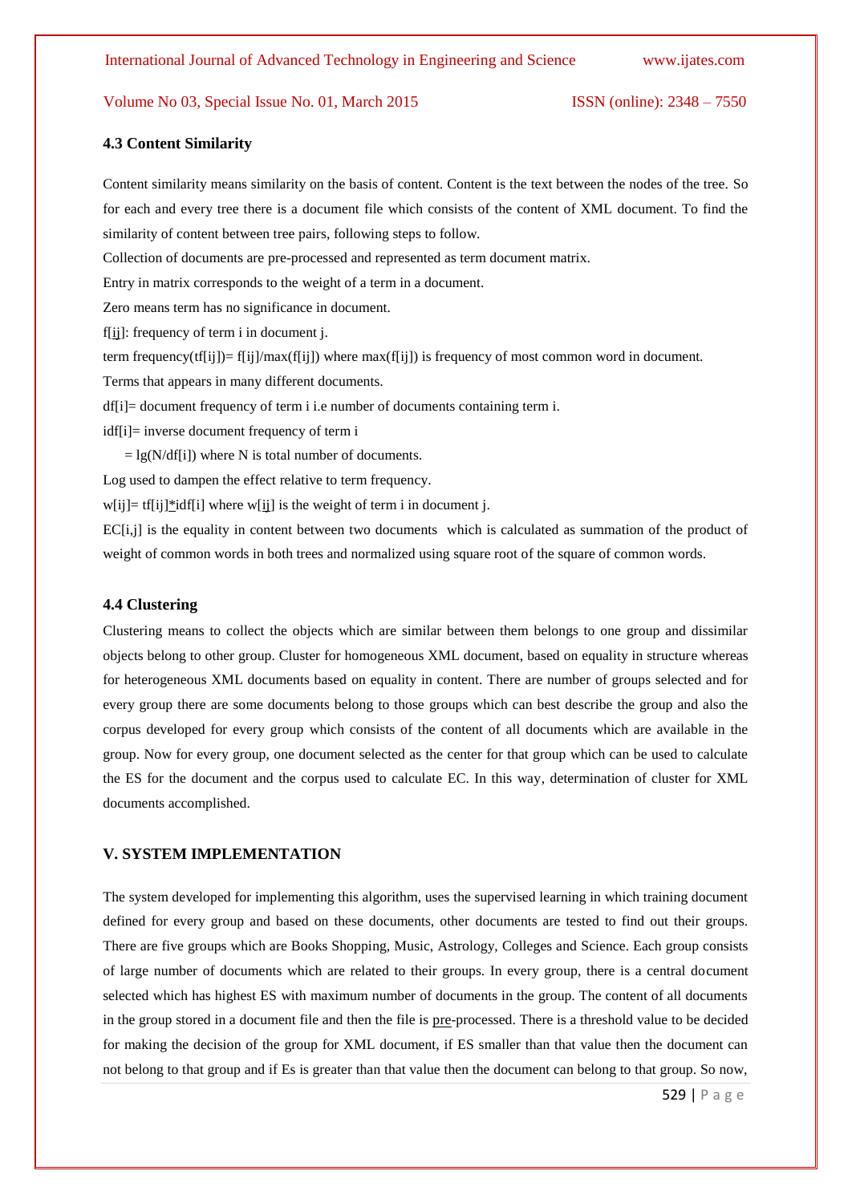### 4.3 Content Similarity

Content similarity means similarity on the basis of content. Content is the text between the nodes of the tree. So for each and every tree there is a document file which consists of the content of XML document. To find the similarity of content between tree pairs, following steps to follow.

Collection of documents are pre-processed and represented as term document matrix.

Entry in matrix corresponds to the weight of a term in a document.

Zero means term has no significance in document.

f[ij]: frequency of term i in document j.

term frequency(tf[ij])= f[ij]/max(f[ij]) where max(f[ij]) is frequency of most common word in document.

Terms that appears in many different documents.

df[i]= document frequency of term i i.e number of documents containing term i.

idf[i]= inverse document frequency of term i

= lg(N/df[i]) where N is total number of documents.

Log used to dampen the effect relative to term frequency.

w[ij]= tf[ij]*idf[i] where w[ij] is the weight of term i in document j.

EC[i,j] is the equality in content between two documents which is calculated as summation of the product of weight of common words in both trees and normalized using square root of the square of common words.

### 4.4 Clustering

Clustering means to collect the objects which are similar between them belongs to one group and dissimilar objects belong to other group. Cluster for homogeneous XML document, based on equality in structure whereas for heterogeneous XML documents based on equality in content. There are number of groups selected and for every group there are some documents belong to those groups which can best describe the group and also the corpus developed for every group which consists of the content of all documents which are available in the group. Now for every group, one document selected as the center for that group which can be used to calculate the ES for the document and the corpus used to calculate EC. In this way, determination of cluster for XML documents accomplished.

## V. SYSTEM IMPLEMENTATION

The system developed for implementing this algorithm, uses the supervised learning in which training document defined for every group and based on these documents, other documents are tested to find out their groups. There are five groups which are Books Shopping, Music, Astrology, Colleges and Science. Each group consists of large number of documents which are related to their groups. In every group, there is a central document selected which has highest ES with maximum number of documents in the group. The content of all documents in the group stored in a document file and then the file is pre-processed. There is a threshold value to be decided for making the decision of the group for XML document, if ES smaller than that value then the document can not belong to that group and if Es is greater than that value then the document can belong to that group. So now,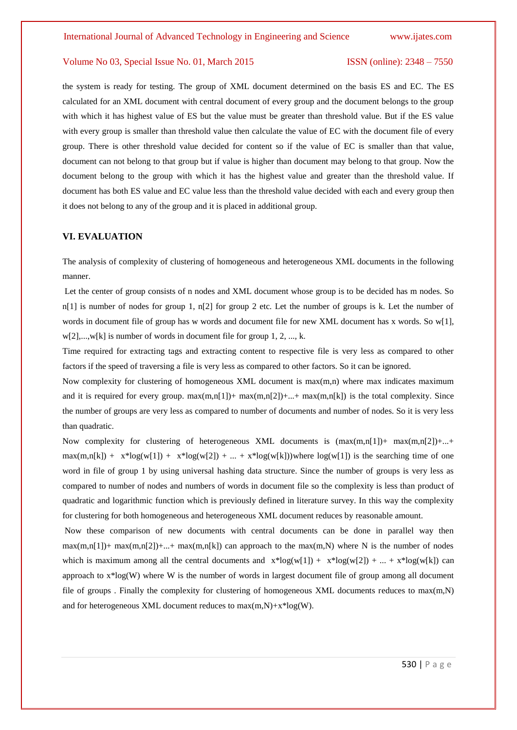the system is ready for testing. The group of XML document determined on the basis ES and EC. The ES calculated for an XML document with central document of every group and the document belongs to the group with which it has highest value of ES but the value must be greater than threshold value. But if the ES value with every group is smaller than threshold value then calculate the value of EC with the document file of every group. There is other threshold value decided for content so if the value of EC is smaller than that value, document can not belong to that group but if value is higher than document may belong to that group. Now the document belong to the group with which it has the highest value and greater than the threshold value. If document has both ES value and EC value less than the threshold value decided with each and every group then it does not belong to any of the group and it is placed in additional group.

## VI. EVALUATION

The analysis of complexity of clustering of homogeneous and heterogeneous XML documents in the following manner.

Let the center of group consists of n nodes and XML document whose group is to be decided has m nodes. So $n[1]$ is number of nodes for group 1, $n[2]$ for group 2 etc. Let the number of groups is k. Let the number of words in document file of group has w words and document file for new XML document has x words. So $w[1]$, $w[2],...,w[k]$ is number of words in document file for group 1, 2, ..., k.

Time required for extracting tags and extracting content to respective file is very less as compared to other factors if the speed of traversing a file is very less as compared to other factors. So it can be ignored.

Now complexity for clustering of homogeneous XML document is $\max(m,n)$ where max indicates maximum and it is required for every group. $\max(m,n[1])+ \max(m,n[2])+...+ \max(m,n[k])$ is the total complexity. Since the number of groups are very less as compared to number of documents and number of nodes. So it is very less than quadratic.

Now complexity for clustering of heterogeneous XML documents is $(\max(m,n[1])+ \max(m,n[2])+...+ \max(m,n[k]) + x*\log(w[1]) + x*\log(w[2]) + ... + x*\log(w[k]))$where $\log(w[1])$ is the searching time of one word in file of group 1 by using universal hashing data structure. Since the number of groups is very less as compared to number of nodes and numbers of words in document file so the complexity is less than product of quadratic and logarithmic function which is previously defined in literature survey. In this way the complexity for clustering for both homogeneous and heterogeneous XML document reduces by reasonable amount.

Now these comparison of new documents with central documents can be done in parallel way then $\max(m,n[1])+ \max(m,n[2])+...+ \max(m,n[k])$ can approach to the $\max(m,N)$ where N is the number of nodes which is maximum among all the central documents and $x*\log(w[1]) + x*\log(w[2]) + ... + x*\log(w[k])$ can approach to $x*\log(W)$ where W is the number of words in largest document file of group among all document file of groups . Finally the complexity for clustering of homogeneous XML documents reduces to $\max(m,N)$ and for heterogeneous XML document reduces to $\max(m,N)+x*\log(W)$.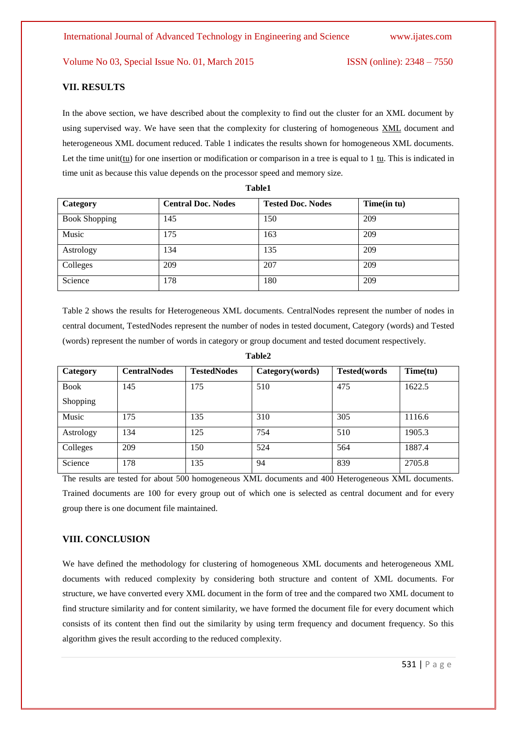## VII. RESULTS

In the above section, we have described about the complexity to find out the cluster for an XML document by using supervised way. We have seen that the complexity for clustering of homogeneous XML document and heterogeneous XML document reduced. Table 1 indicates the results shown for homogeneous XML documents. Let the time unit(tu) for one insertion or modification or comparison in a tree is equal to 1 tu. This is indicated in time unit as because this value depends on the processor speed and memory size.

**Table1**

| Category | Central Doc. Nodes | Tested Doc. Nodes | Time(in tu) |
|---|---|---|---|
| Book Shopping | 145 | 150 | 209 |
| Music | 175 | 163 | 209 |
| Astrology | 134 | 135 | 209 |
| Colleges | 209 | 207 | 209 |
| Science | 178 | 180 | 209 |

Table 2 shows the results for Heterogeneous XML documents. CentralNodes represent the number of nodes in central document, TestedNodes represent the number of nodes in tested document, Category (words) and Tested (words) represent the number of words in category or group document and tested document respectively.

**Table2**

| Category | CentralNodes | TestedNodes | Category(words) | Tested(words | Time(tu) |
|---|---|---|---|---|---|
| Book Shopping | 145 | 175 | 510 | 475 | 1622.5 |
| Music | 175 | 135 | 310 | 305 | 1116.6 |
| Astrology | 134 | 125 | 754 | 510 | 1905.3 |
| Colleges | 209 | 150 | 524 | 564 | 1887.4 |
| Science | 178 | 135 | 94 | 839 | 2705.8 |

The results are tested for about 500 homogeneous XML documents and 400 Heterogeneous XML documents. Trained documents are 100 for every group out of which one is selected as central document and for every group there is one document file maintained.

## VIII. CONCLUSION

We have defined the methodology for clustering of homogeneous XML documents and heterogeneous XML documents with reduced complexity by considering both structure and content of XML documents. For structure, we have converted every XML document in the form of tree and the compared two XML document to find structure similarity and for content similarity, we have formed the document file for every document which consists of its content then find out the similarity by using term frequency and document frequency. So this algorithm gives the result according to the reduced complexity.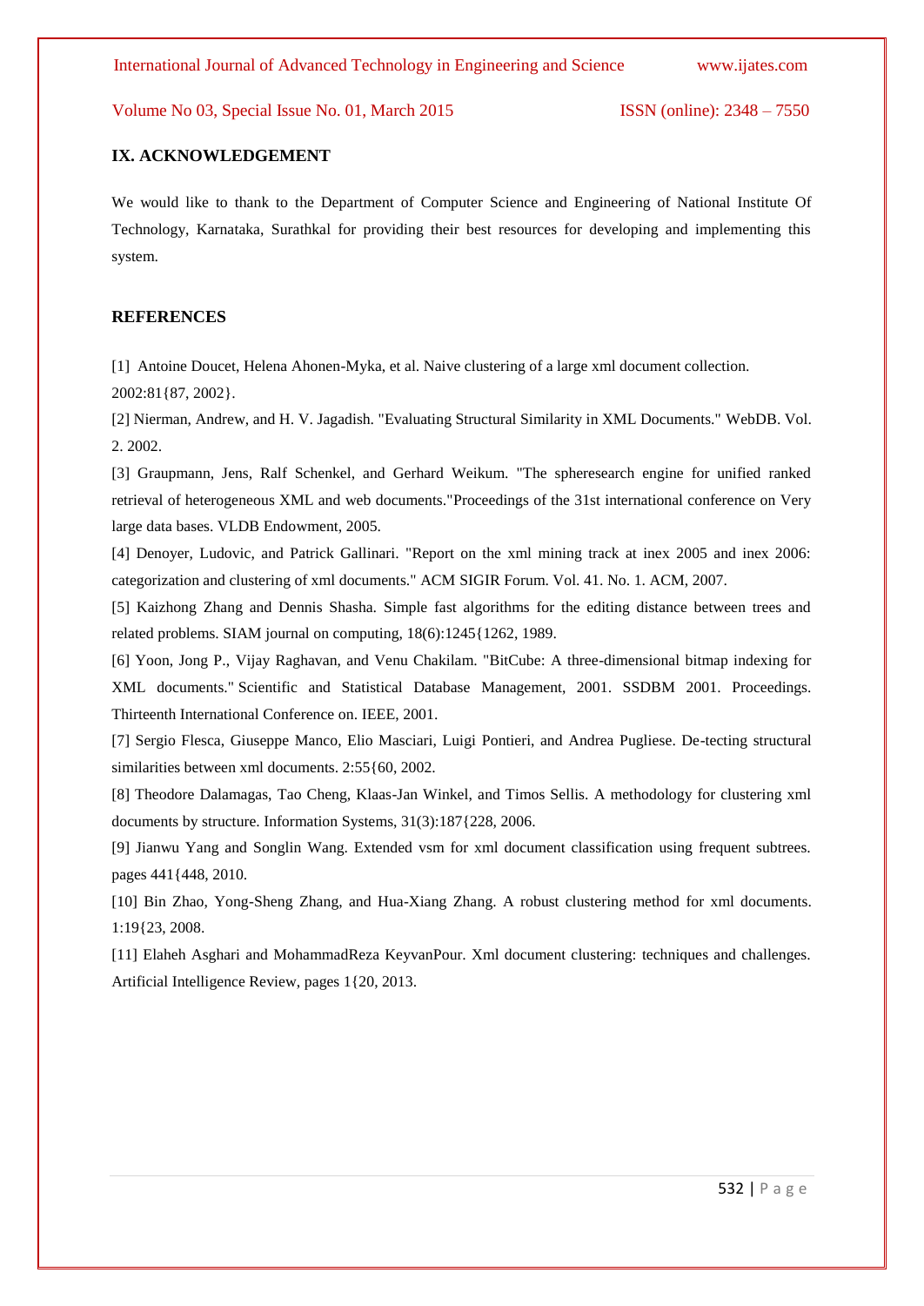## IX. ACKNOWLEDGEMENT

We would like to thank to the Department of Computer Science and Engineering of National Institute Of Technology, Karnataka, Surathkal for providing their best resources for developing and implementing this system.

## REFERENCES

[1] Antoine Doucet, Helena Ahonen-Myka, et al. Naive clustering of a large xml document collection. 2002:81{87, 2002}.

[2] Nierman, Andrew, and H. V. Jagadish. "Evaluating Structural Similarity in XML Documents." WebDB. Vol. 2. 2002.

[3] Graupmann, Jens, Ralf Schenkel, and Gerhard Weikum. "The spheresearch engine for unified ranked retrieval of heterogeneous XML and web documents."Proceedings of the 31st international conference on Very large data bases. VLDB Endowment, 2005.

[4] Denoyer, Ludovic, and Patrick Gallinari. "Report on the xml mining track at inex 2005 and inex 2006: categorization and clustering of xml documents." ACM SIGIR Forum. Vol. 41. No. 1. ACM, 2007.

[5] Kaizhong Zhang and Dennis Shasha. Simple fast algorithms for the editing distance between trees and related problems. SIAM journal on computing, 18(6):1245{1262, 1989.

[6] Yoon, Jong P., Vijay Raghavan, and Venu Chakilam. "BitCube: A three-dimensional bitmap indexing for XML documents." Scientific and Statistical Database Management, 2001. SSDBM 2001. Proceedings. Thirteenth International Conference on. IEEE, 2001.

[7] Sergio Flesca, Giuseppe Manco, Elio Masciari, Luigi Pontieri, and Andrea Pugliese. De-tecting structural similarities between xml documents. 2:55{60, 2002.

[8] Theodore Dalamagas, Tao Cheng, Klaas-Jan Winkel, and Timos Sellis. A methodology for clustering xml documents by structure. Information Systems, 31(3):187{228, 2006.

[9] Jianwu Yang and Songlin Wang. Extended vsm for xml document classification using frequent subtrees. pages 441{448, 2010.

[10] Bin Zhao, Yong-Sheng Zhang, and Hua-Xiang Zhang. A robust clustering method for xml documents. 1:19{23, 2008.

[11] Elaheh Asghari and MohammadReza KeyvanPour. Xml document clustering: techniques and challenges. Artificial Intelligence Review, pages 1{20, 2013.